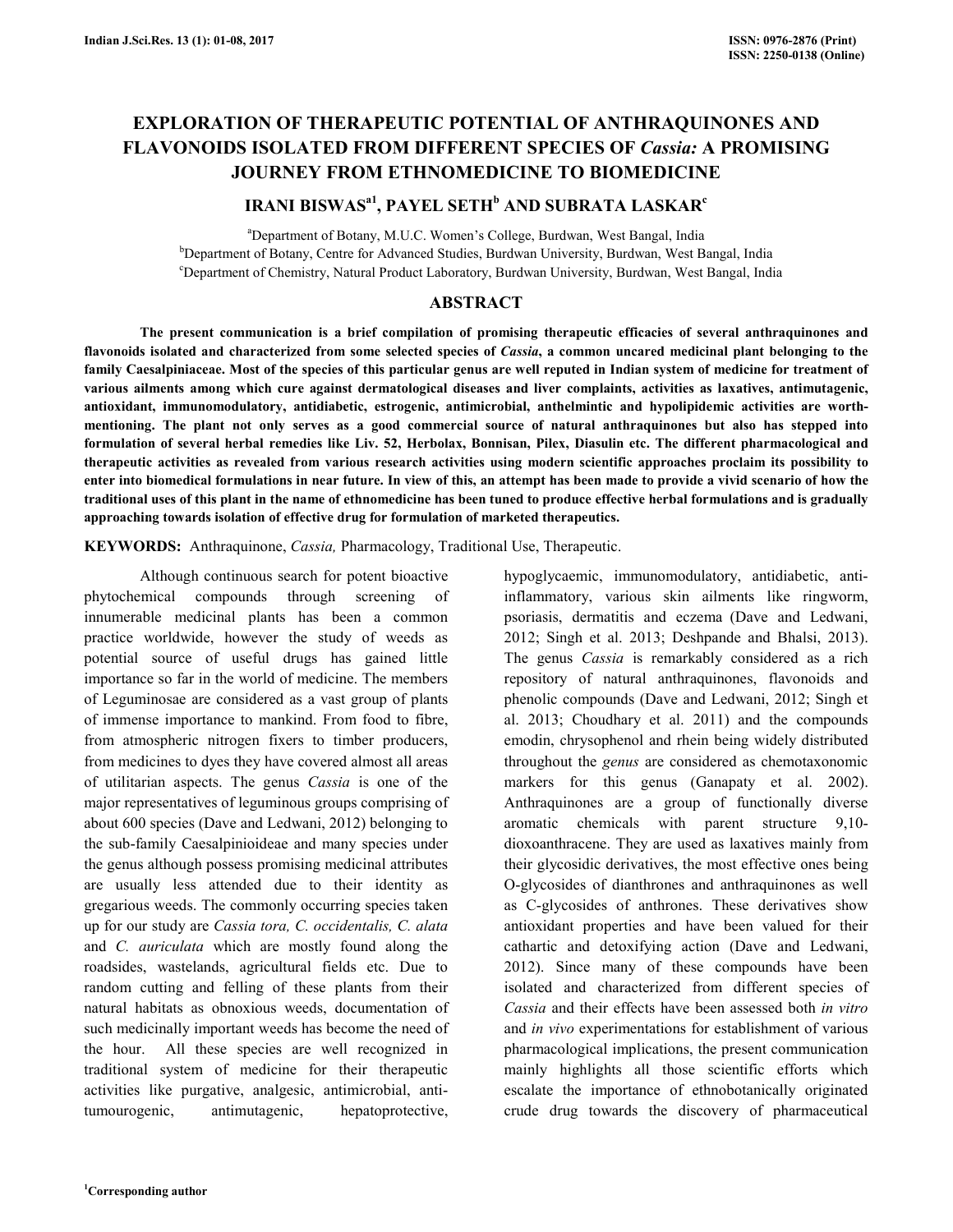# EXPLORATION OF THERAPEUTIC POTENTIAL OF ANTHRAQUINONES AND FLAVONOIDS ISOLATED FROM DIFFERENT SPECIES OF *Cassia:* A PROMISING JOURNEY FROM ETHNOMEDICINE TO BIOMEDICINE

**IRANI BISWAS[a1], PAYEL SETH[b] AND SUBRATA LASKAR[c]**

[a]Department of Botany, M.U.C. Women's College, Burdwan, West Bangal, India
[b]Department of Botany, Centre for Advanced Studies, Burdwan University, Burdwan, West Bangal, India
[c]Department of Chemistry, Natural Product Laboratory, Burdwan University, Burdwan, West Bangal, India

## ABSTRACT

**The present communication is a brief compilation of promising therapeutic efficacies of several anthraquinones and flavonoids isolated and characterized from some selected species of *Cassia*, a common uncared medicinal plant belonging to the family Caesalpiniaceae. Most of the species of this particular genus are well reputed in Indian system of medicine for treatment of various ailments among which cure against dermatological diseases and liver complaints, activities as laxatives, antimutagenic, antioxidant, immunomodulatory, antidiabetic, estrogenic, antimicrobial, anthelmintic and hypolipidemic activities are worth-mentioning. The plant not only serves as a good commercial source of natural anthraquinones but also has stepped into formulation of several herbal remedies like Liv. 52, Herbolax, Bonnisan, Pilex, Diasulin etc. The different pharmacological and therapeutic activities as revealed from various research activities using modern scientific approaches proclaim its possibility to enter into biomedical formulations in near future. In view of this, an attempt has been made to provide a vivid scenario of how the traditional uses of this plant in the name of ethnomedicine has been tuned to produce effective herbal formulations and is gradually approaching towards isolation of effective drug for formulation of marketed therapeutics.**

**KEYWORDS:** Anthraquinone, *Cassia,* Pharmacology, Traditional Use, Therapeutic.

Although continuous search for potent bioactive phytochemical compounds through screening of innumerable medicinal plants has been a common practice worldwide, however the study of weeds as potential source of useful drugs has gained little importance so far in the world of medicine. The members of Leguminosae are considered as a vast group of plants of immense importance to mankind. From food to fibre, from atmospheric nitrogen fixers to timber producers, from medicines to dyes they have covered almost all areas of utilitarian aspects. The genus *Cassia* is one of the major representatives of leguminous groups comprising of about 600 species (Dave and Ledwani, 2012) belonging to the sub-family Caesalpinioideae and many species under the genus although possess promising medicinal attributes are usually less attended due to their identity as gregarious weeds. The commonly occurring species taken up for our study are *Cassia tora, C. occidentalis, C. alata* and *C. auriculata* which are mostly found along the roadsides, wastelands, agricultural fields etc. Due to random cutting and felling of these plants from their natural habitats as obnoxious weeds, documentation of such medicinally important weeds has become the need of the hour. All these species are well recognized in traditional system of medicine for their therapeutic activities like purgative, analgesic, antimicrobial, anti-tumourogenic, antimutagenic, hepatoprotective, hypoglycaemic, immunomodulatory, antidiabetic, anti-inflammatory, various skin ailments like ringworm, psoriasis, dermatitis and eczema (Dave and Ledwani, 2012; Singh et al. 2013; Deshpande and Bhalsi, 2013). The genus *Cassia* is remarkably considered as a rich repository of natural anthraquinones, flavonoids and phenolic compounds (Dave and Ledwani, 2012; Singh et al. 2013; Choudhary et al. 2011) and the compounds emodin, chrysophenol and rhein being widely distributed throughout the *genus* are considered as chemotaxonomic markers for this genus (Ganapaty et al. 2002). Anthraquinones are a group of functionally diverse aromatic chemicals with parent structure 9,10-dioxoanthracene. They are used as laxatives mainly from their glycosidic derivatives, the most effective ones being O-glycosides of dianthrones and anthraquinones as well as C-glycosides of anthrones. These derivatives show antioxidant properties and have been valued for their cathartic and detoxifying action (Dave and Ledwani, 2012). Since many of these compounds have been isolated and characterized from different species of *Cassia* and their effects have been assessed both *in vitro* and *in vivo* experimentations for establishment of various pharmacological implications, the present communication mainly highlights all those scientific efforts which escalate the importance of ethnobotanically originated crude drug towards the discovery of pharmaceutical

[1]Corresponding author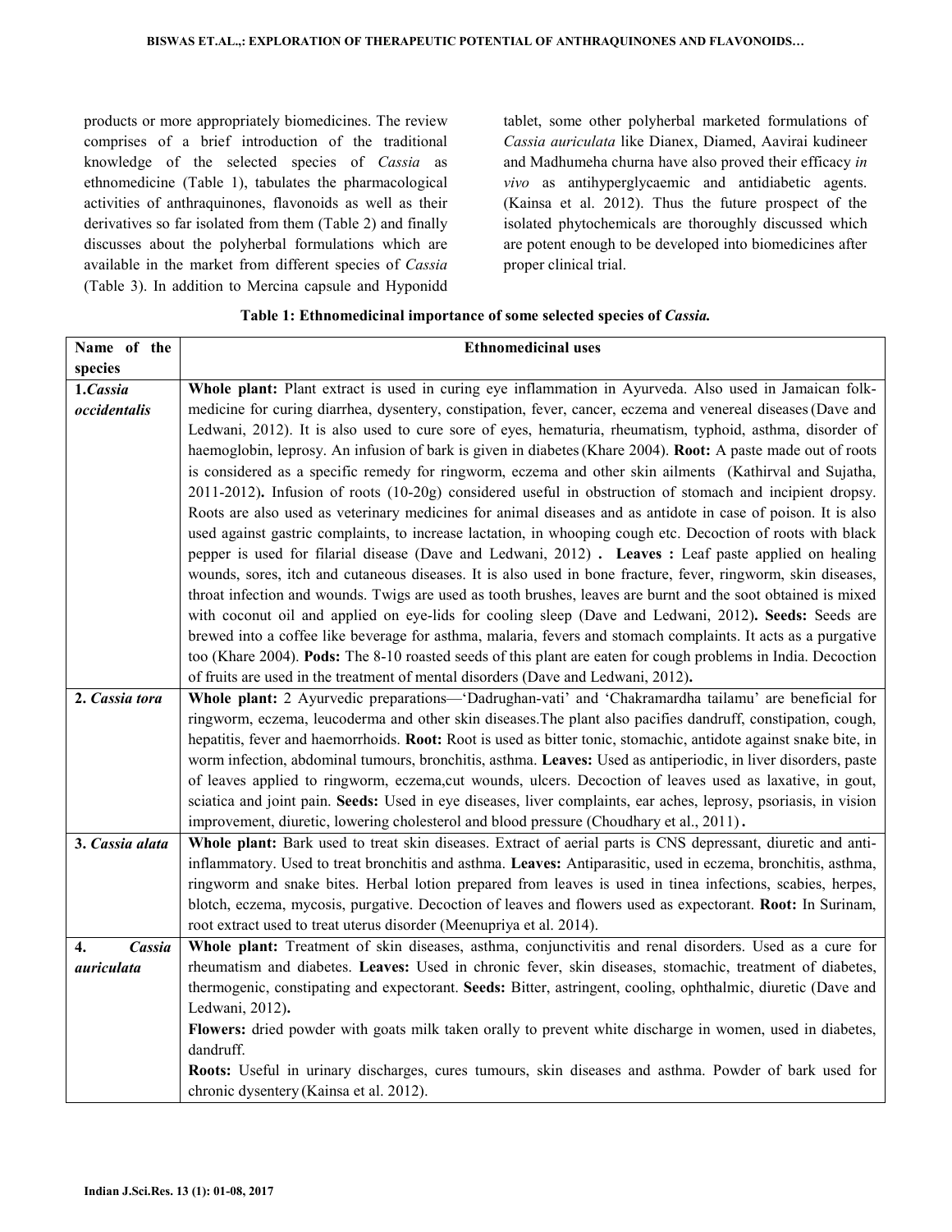products or more appropriately biomedicines. The review comprises of a brief introduction of the traditional knowledge of the selected species of *Cassia* as ethnomedicine (Table 1), tabulates the pharmacological activities of anthraquinones, flavonoids as well as their derivatives so far isolated from them (Table 2) and finally discusses about the polyherbal formulations which are available in the market from different species of *Cassia* (Table 3). In addition to Mercina capsule and Hyponidd tablet, some other polyherbal marketed formulations of *Cassia auriculata* like Dianex, Diamed, Aavirai kudineer and Madhumeha churna have also proved their efficacy *in vivo* as antihyperglycaemic and antidiabetic agents. (Kainsa et al. 2012). Thus the future prospect of the isolated phytochemicals are thoroughly discussed which are potent enough to be developed into biomedicines after proper clinical trial.

**Table 1: Ethnomedicinal importance of some selected species of *Cassia*.**

| Name of the species | Ethnomedicinal uses |
|---|---|
| 1.*Cassia occidentalis* | **Whole plant:** Plant extract is used in curing eye inflammation in Ayurveda. Also used in Jamaican folk-medicine for curing diarrhea, dysentery, constipation, fever, cancer, eczema and venereal diseases (Dave and Ledwani, 2012). It is also used to cure sore of eyes, hematuria, rheumatism, typhoid, asthma, disorder of haemoglobin, leprosy. An infusion of bark is given in diabetes (Khare 2004). **Root:** A paste made out of roots is considered as a specific remedy for ringworm, eczema and other skin ailments (Kathirval and Sujatha, 2011-2012). Infusion of roots (10-20g) considered useful in obstruction of stomach and incipient dropsy. Roots are also used as veterinary medicines for animal diseases and as antidote in case of poison. It is also used against gastric complaints, to increase lactation, in whooping cough etc. Decoction of roots with black pepper is used for filarial disease (Dave and Ledwani, 2012) . **Leaves :** Leaf paste applied on healing wounds, sores, itch and cutaneous diseases. It is also used in bone fracture, fever, ringworm, skin diseases, throat infection and wounds. Twigs are used as tooth brushes, leaves are burnt and the soot obtained is mixed with coconut oil and applied on eye-lids for cooling sleep (Dave and Ledwani, 2012). **Seeds:** Seeds are brewed into a coffee like beverage for asthma, malaria, fevers and stomach complaints. It acts as a purgative too (Khare 2004). **Pods:** The 8-10 roasted seeds of this plant are eaten for cough problems in India. Decoction of fruits are used in the treatment of mental disorders (Dave and Ledwani, 2012). |
| 2. *Cassia tora* | **Whole plant:** 2 Ayurvedic preparations—'Dadrughan-vati' and 'Chakramardha tailamu' are beneficial for ringworm, eczema, leucoderma and other skin diseases.The plant also pacifies dandruff, constipation, cough, hepatitis, fever and haemorrhoids. **Root:** Root is used as bitter tonic, stomachic, antidote against snake bite, in worm infection, abdominal tumours, bronchitis, asthma. **Leaves:** Used as antiperiodic, in liver disorders, paste of leaves applied to ringworm, eczema,cut wounds, ulcers. Decoction of leaves used as laxative, in gout, sciatica and joint pain. **Seeds:** Used in eye diseases, liver complaints, ear aches, leprosy, psoriasis, in vision improvement, diuretic, lowering cholesterol and blood pressure (Choudhary et al., 2011) . |
| 3. *Cassia alata* | **Whole plant:** Bark used to treat skin diseases. Extract of aerial parts is CNS depressant, diuretic and anti-inflammatory. Used to treat bronchitis and asthma. **Leaves:** Antiparasitic, used in eczema, bronchitis, asthma, ringworm and snake bites. Herbal lotion prepared from leaves is used in tinea infections, scabies, herpes, blotch, eczema, mycosis, purgative. Decoction of leaves and flowers used as expectorant. **Root:** In Surinam, root extract used to treat uterus disorder (Meenupriya et al. 2014). |
| 4. *Cassia auriculata* | **Whole plant:** Treatment of skin diseases, asthma, conjunctivitis and renal disorders. Used as a cure for rheumatism and diabetes. **Leaves:** Used in chronic fever, skin diseases, stomachic, treatment of diabetes, thermogenic, constipating and expectorant. **Seeds:** Bitter, astringent, cooling, ophthalmic, diuretic (Dave and Ledwani, 2012). **Flowers:** dried powder with goats milk taken orally to prevent white discharge in women, used in diabetes, dandruff. **Roots:** Useful in urinary discharges, cures tumours, skin diseases and asthma. Powder of bark used for chronic dysentery (Kainsa et al. 2012). |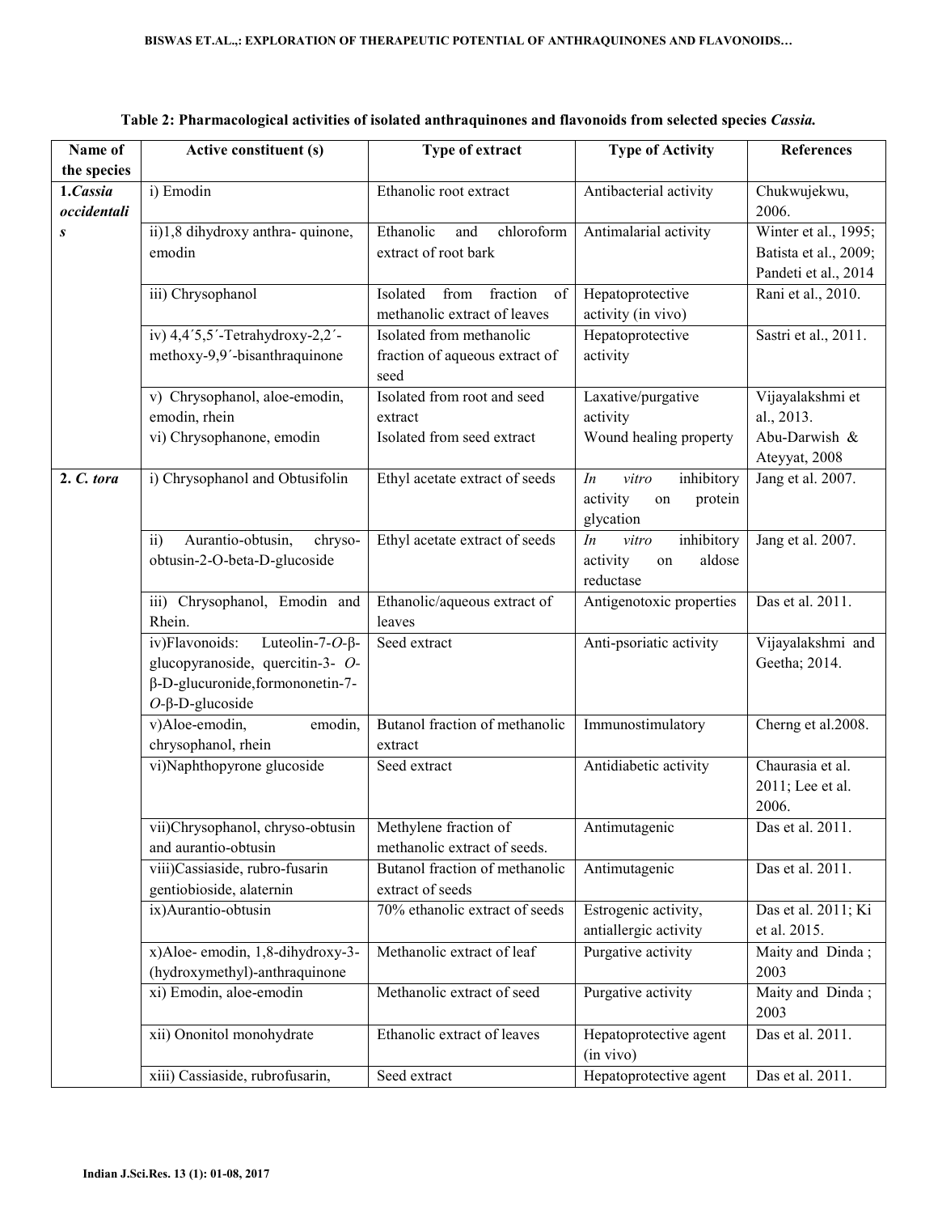**Table 2: Pharmacological activities of isolated anthraquinones and flavonoids from selected species *Cassia*.**

| Name of the species | Active constituent (s) | Type of extract | Type of Activity | References |
|---|---|---|---|---|
| **1.*Cassia occidentalis*** | i) Emodin | Ethanolic root extract | Antibacterial activity | Chukwujekwu, 2006. |
| | ii)1,8 dihydroxy anthra- quinone, emodin | Ethanolic and chloroform extract of root bark | Antimalarial activity | Winter et al., 1995; Batista et al., 2009; Pandeti et al., 2014 |
| | iii) Chrysophanol | Isolated from fraction of methanolic extract of leaves | Hepatoprotective activity (in vivo) | Rani et al., 2010. |
| | iv) 4,4´5,5´-Tetrahydroxy-2,2´-methoxy-9,9´-bisanthraquinone | Isolated from methanolic fraction of aqueous extract of seed | Hepatoprotective activity | Sastri et al., 2011. |
| | v) Chrysophanol, aloe-emodin, emodin, rhein<br>vi) Chrysophanone, emodin | Isolated from root and seed extract<br>Isolated from seed extract | Laxative/purgative activity<br>Wound healing property | Vijayalakshmi et al., 2013.<br>Abu-Darwish & Ateyyat, 2008 |
| **2. *C. tora*** | i) Chrysophanol and Obtusifolin | Ethyl acetate extract of seeds | *In vitro* inhibitory activity on protein glycation | Jang et al. 2007. |
| | ii) Aurantio-obtusin, chryso-obtusin-2-O-beta-D-glucoside | Ethyl acetate extract of seeds | *In vitro* inhibitory activity on aldose reductase | Jang et al. 2007. |
| | iii) Chrysophanol, Emodin and Rhein. | Ethanolic/aqueous extract of leaves | Antigenotoxic properties | Das et al. 2011. |
| | iv)Flavonoids: Luteolin-7-*O*-β-glucopyranoside, quercitin-3- *O*-β-D-glucuronide,formononetin-7-*O*-β-D-glucoside | Seed extract | Anti-psoriatic activity | Vijayalakshmi and Geetha; 2014. |
| | v)Aloe-emodin, emodin, chrysophanol, rhein | Butanol fraction of methanolic extract | Immunostimulatory | Cherng et al.2008. |
| | vi)Naphthopyrone glucoside | Seed extract | Antidiabetic activity | Chaurasia et al. 2011; Lee et al. 2006. |
| | vii)Chrysophanol, chryso-obtusin and aurantio-obtusin | Methylene fraction of methanolic extract of seeds. | Antimutagenic | Das et al. 2011. |
| | viii)Cassiaside, rubro-fusarin gentiobioside, alaternin | Butanol fraction of methanolic extract of seeds | Antimutagenic | Das et al. 2011. |
| | ix)Aurantio-obtusin | 70% ethanolic extract of seeds | Estrogenic activity, antiallergic activity | Das et al. 2011; Ki et al. 2015. |
| | x)Aloe- emodin, 1,8-dihydroxy-3-(hydroxymethyl)-anthraquinone | Methanolic extract of leaf | Purgative activity | Maity and Dinda ; 2003 |
| | xi) Emodin, aloe-emodin | Methanolic extract of seed | Purgative activity | Maity and Dinda ; 2003 |
| | xii) Ononitol monohydrate | Ethanolic extract of leaves | Hepatoprotective agent (in vivo) | Das et al. 2011. |
| | xiii) Cassiaside, rubrofusarin, | Seed extract | Hepatoprotective agent | Das et al. 2011. |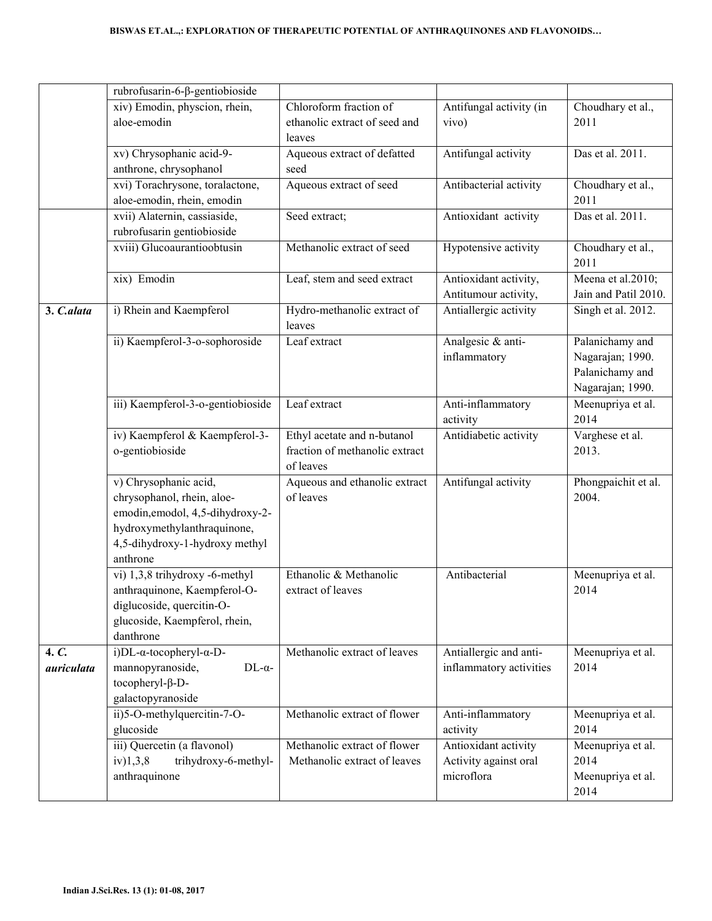| | | | | |
|---|---|---|---|---|
| | rubrofusarin-6-β-gentiobioside | | | |
| | xiv) Emodin, physcion, rhein, aloe-emodin | Chloroform fraction of ethanolic extract of seed and leaves | Antifungal activity (in vivo) | Choudhary et al., 2011 |
| | xv) Chrysophanic acid-9-anthrone, chrysophanol | Aqueous extract of defatted seed | Antifungal activity | Das et al. 2011. |
| | xvi) Torachrysone, toralactone, aloe-emodin, rhein, emodin | Aqueous extract of seed | Antibacterial activity | Choudhary et al., 2011 |
| | xvii) Alaternin, cassiaside, rubrofusarin gentiobioside | Seed extract; | Antioxidant activity | Das et al. 2011. |
| | xviii) Glucoaurantioobtusin | Methanolic extract of seed | Hypotensive activity | Choudhary et al., 2011 |
| | xix) Emodin | Leaf, stem and seed extract | Antioxidant activity, Antitumour activity, | Meena et al.2010; Jain and Patil 2010. |
| **3. *C.alata*** | i) Rhein and Kaempferol | Hydro-methanolic extract of leaves | Antiallergic activity | Singh et al. 2012. |
| | ii) Kaempferol-3-o-sophoroside | Leaf extract | Analgesic & anti-inflammatory | Palanichamy and Nagarajan; 1990. Palanichamy and Nagarajan; 1990. |
| | iii) Kaempferol-3-o-gentiobioside | Leaf extract | Anti-inflammatory activity | Meenupriya et al. 2014 |
| | iv) Kaempferol & Kaempferol-3-o-gentiobioside | Ethyl acetate and n-butanol fraction of methanolic extract of leaves | Antidiabetic activity | Varghese et al. 2013. |
| | v) Chrysophanic acid, chrysophanol, rhein, aloe-emodin,emodol, 4,5-dihydroxy-2-hydroxymethylanthraquinone, 4,5-dihydroxy-1-hydroxy methyl anthrone | Aqueous and ethanolic extract of leaves | Antifungal activity | Phongpaichit et al. 2004. |
| | vi) 1,3,8 trihydroxy -6-methyl anthraquinone, Kaempferol-O-diglucoside, quercitin-O-glucoside, Kaempferol, rhein, danthrone | Ethanolic & Methanolic extract of leaves | Antibacterial | Meenupriya et al. 2014 |
| **4. *C. auriculata*** | i)DL-α-tocopheryl-α-D-mannopyranoside, DL-α-tocopheryl-β-D-galactopyranoside | Methanolic extract of leaves | Antiallergic and anti-inflammatory activities | Meenupriya et al. 2014 |
| | ii)5-O-methylquercitin-7-O-glucoside | Methanolic extract of flower | Anti-inflammatory activity | Meenupriya et al. 2014 |
| | iii) Quercetin (a flavonol) iv)1,3,8 trihydroxy-6-methyl-anthraquinone | Methanolic extract of flower Methanolic extract of leaves | Antioxidant activity Activity against oral microflora | Meenupriya et al. 2014 Meenupriya et al. 2014 |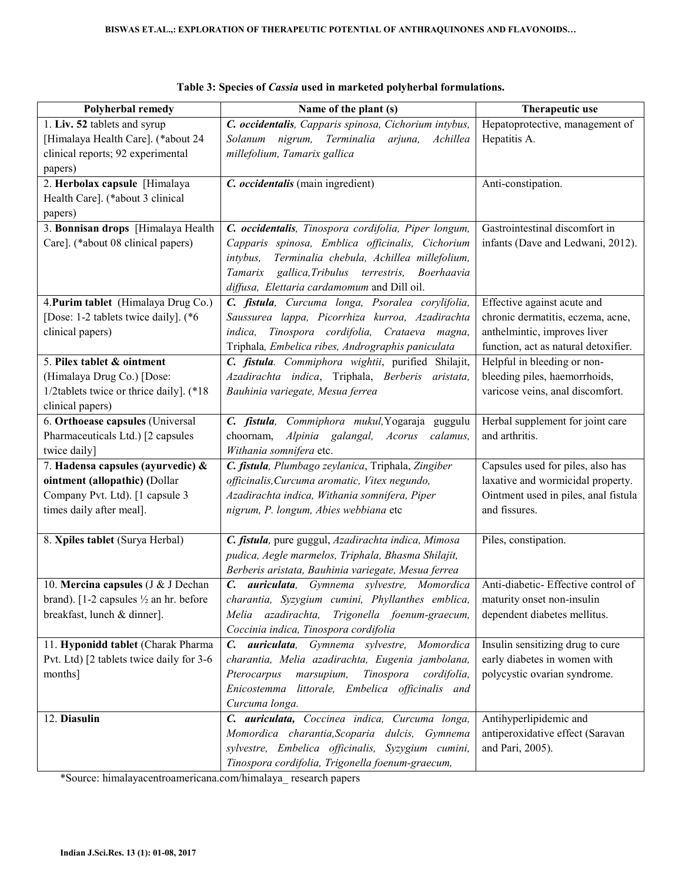**Table 3: Species of *Cassia* used in marketed polyherbal formulations.**

| Polyherbal remedy | Name of the plant (s) | Therapeutic use |
|---|---|---|
| 1. **Liv. 52** tablets and syrup [Himalaya Health Care]. (*about 24 clinical reports; 92 experimental papers) | ***C. occidentalis***, *Capparis spinosa, Cichorium intybus, Solanum nigrum, Terminalia arjuna, Achillea millefolium, Tamarix gallica* | Hepatoprotective, management of Hepatitis A. |
| 2. **Herbolax capsule** [Himalaya Health Care]. (*about 3 clinical papers) | ***C. occidentalis*** (main ingredient) | Anti-constipation. |
| 3. **Bonnisan drops** [Himalaya Health Care]. (*about 08 clinical papers) | ***C. occidentalis***, *Tinospora cordifolia, Piper longum, Capparis spinosa, Emblica officinalis, Cichorium intybus, Terminalia chebula, Achillea millefolium, Tamarix gallica,Tribulus terrestris, Boerhaavia diffusa, Elettaria cardamomum* and Dill oil. | Gastrointestinal discomfort in infants (Dave and Ledwani, 2012). |
| 4.**Purim tablet** (Himalaya Drug Co.) [Dose: 1-2 tablets twice daily]. (*6 clinical papers) | ***C. fistula***, *Curcuma longa, Psoralea corylifolia, Saussurea lappa, Picorrhiza kurroa, Azadirachta indica, Tinospora cordifolia, Crataeva magna*, Triphala, *Embelica ribes, Andrographis paniculata* | Effective against acute and chronic dermatitis, eczema, acne, anthelmintic, improves liver function, act as natural detoxifier. |
| 5. **Pilex tablet & ointment** (Himalaya Drug Co.) [Dose: 1/2tablets twice or thrice daily]. (*18 clinical papers) | ***C. fistula***. *Commiphora wightii*, purified Shilajit, *Azadirachta indica*, Triphala, *Berberis aristata, Bauhinia variegate, Mesua ferrea* | Helpful in bleeding or non-bleeding piles, haemorrhoids, varicose veins, anal discomfort. |
| 6. **Orthoease capsules** (Universal Pharmaceuticals Ltd.) [2 capsules twice daily] | ***C. fistula***, *Commiphora mukul,*Yogaraja guggulu choornam, *Alpinia galangal, Acorus calamus, Withania somnifera* etc. | Herbal supplement for joint care and arthritis. |
| 7. **Hadensa capsules (ayurvedic) & ointment (allopathic)** (Dollar Company Pvt. Ltd). [1 capsule 3 times daily after meal]. | ***C. fistula***, *Plumbago zeylanica*, Triphala, *Zingiber officinalis,Curcuma aromatic, Vitex negundo, Azadirachta indica, Withania somnifera, Piper nigrum, P. longum, Abies webbiana* etc | Capsules used for piles, also has laxative and wormicidal property. Ointment used in piles, anal fistula and fissures. |
| 8. **Xpiles tablet** (Surya Herbal) | ***C. fistula***, pure guggul, *Azadirachta indica, Mimosa pudica, Aegle marmelos, Triphala, Bhasma Shilajit, Berberis aristata, Bauhinia variegate, Mesua ferrea* | Piles, constipation. |
| 10. **Mercina capsules** (J & J Dechan brand). [1-2 capsules ½ an hr. before breakfast, lunch & dinner]. | ***C. auriculata***, *Gymnema sylvestre, Momordica charantia, Syzygium cumini, Phyllanthes emblica, Melia azadirachta, Trigonella foenum-graecum, Coccinia indica, Tinospora cordifolia* | Anti-diabetic- Effective control of maturity onset non-insulin dependent diabetes mellitus. |
| 11. **Hyponidd tablet** (Charak Pharma Pvt. Ltd) [2 tablets twice daily for 3-6 months] | ***C. auriculata***, *Gymnema sylvestre, Momordica charantia, Melia azadirachta, Eugenia jambolana, Pterocarpus marsupium, Tinospora cordifolia, Enicostemma littorale, Embelica officinalis* and *Curcuma longa.* | Insulin sensitizing drug to cure early diabetes in women with polycystic ovarian syndrome. |
| 12. **Diasulin** | ***C. auriculata,*** *Coccinea indica, Curcuma longa, Momordica charantia,Scoparia dulcis, Gymnema sylvestre, Embelica officinalis, Syzygium cumini, Tinospora cordifolia, Trigonella foenum-graecum,* | Antihyperlipidemic and antiperoxidative effect (Saravan and Pari, 2005). |

*Source: himalayacentroamericana.com/himalaya_ research papers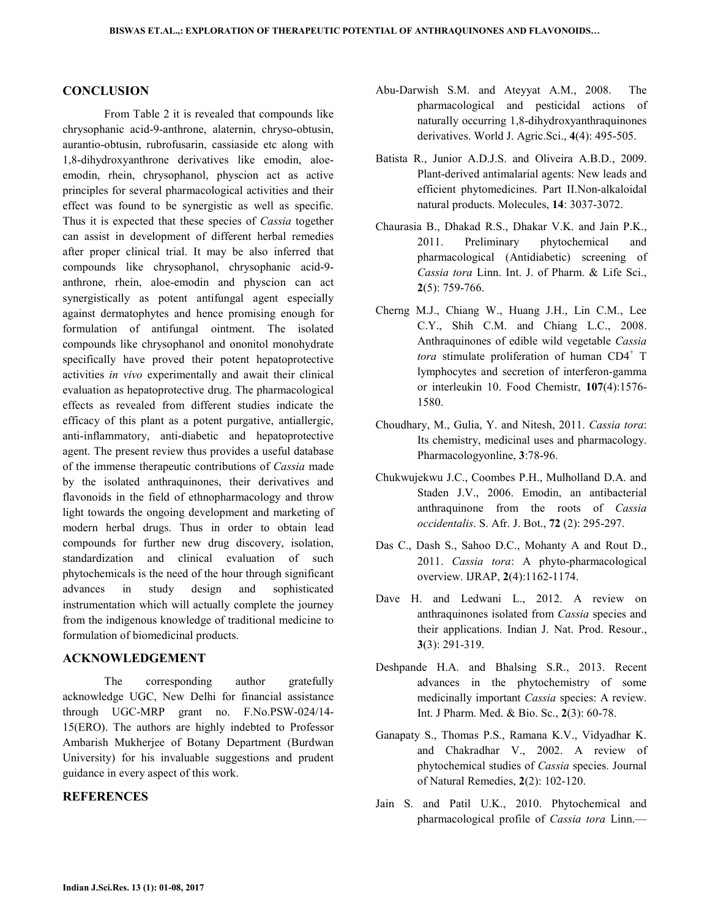## CONCLUSION

From Table 2 it is revealed that compounds like chrysophanic acid-9-anthrone, alaternin, chryso-obtusin, aurantio-obtusin, rubrofusarin, cassiaside etc along with 1,8-dihydroxyanthrone derivatives like emodin, aloe-emodin, rhein, chrysophanol, physcion act as active principles for several pharmacological activities and their effect was found to be synergistic as well as specific. Thus it is expected that these species of *Cassia* together can assist in development of different herbal remedies after proper clinical trial. It may be also inferred that compounds like chrysophanol, chrysophanic acid-9-anthrone, rhein, aloe-emodin and physcion can act synergistically as potent antifungal agent especially against dermatophytes and hence promising enough for formulation of antifungal ointment. The isolated compounds like chrysophanol and ononitol monohydrate specifically have proved their potent hepatoprotective activities *in vivo* experimentally and await their clinical evaluation as hepatoprotective drug. The pharmacological effects as revealed from different studies indicate the efficacy of this plant as a potent purgative, antiallergic, anti-inflammatory, anti-diabetic and hepatoprotective agent. The present review thus provides a useful database of the immense therapeutic contributions of *Cassia* made by the isolated anthraquinones, their derivatives and flavonoids in the field of ethnopharmacology and throw light towards the ongoing development and marketing of modern herbal drugs. Thus in order to obtain lead compounds for further new drug discovery, isolation, standardization and clinical evaluation of such phytochemicals is the need of the hour through significant advances in study design and sophisticated instrumentation which will actually complete the journey from the indigenous knowledge of traditional medicine to formulation of biomedicinal products.

## ACKNOWLEDGEMENT

The corresponding author gratefully acknowledge UGC, New Delhi for financial assistance through UGC-MRP grant no. F.No.PSW-024/14-15(ERO). The authors are highly indebted to Professor Ambarish Mukherjee of Botany Department (Burdwan University) for his invaluable suggestions and prudent guidance in every aspect of this work.

## REFERENCES

Abu-Darwish S.M. and Ateyyat A.M., 2008. The pharmacological and pesticidal actions of naturally occurring 1,8-dihydroxyanthraquinones derivatives. World J. Agric.Sci., **4**(4): 495-505.

Batista R., Junior A.D.J.S. and Oliveira A.B.D., 2009. Plant-derived antimalarial agents: New leads and efficient phytomedicines. Part II.Non-alkaloidal natural products. Molecules, **14**: 3037-3072.

Chaurasia B., Dhakad R.S., Dhakar V.K. and Jain P.K., 2011. Preliminary phytochemical and pharmacological (Antidiabetic) screening of *Cassia tora* Linn. Int. J. of Pharm. & Life Sci., **2**(5): 759-766.

Cherng M.J., Chiang W., Huang J.H., Lin C.M., Lee C.Y., Shih C.M. and Chiang L.C., 2008. Anthraquinones of edible wild vegetable *Cassia tora* stimulate proliferation of human $CD4^+$ T lymphocytes and secretion of interferon-gamma or interleukin 10. Food Chemistr, **107**(4):1576-1580.

Choudhary, M., Gulia, Y. and Nitesh, 2011. *Cassia tora*: Its chemistry, medicinal uses and pharmacology. Pharmacologyonline, **3**:78-96.

Chukwujekwu J.C., Coombes P.H., Mulholland D.A. and Staden J.V., 2006. Emodin, an antibacterial anthraquinone from the roots of *Cassia occidentalis*. S. Afr. J. Bot., **72** (2): 295-297.

Das C., Dash S., Sahoo D.C., Mohanty A and Rout D., 2011. *Cassia tora*: A phyto-pharmacological overview. IJRAP, **2**(4):1162-1174.

Dave H. and Ledwani L., 2012. A review on anthraquinones isolated from *Cassia* species and their applications. Indian J. Nat. Prod. Resour., **3**(3): 291-319.

Deshpande H.A. and Bhalsing S.R., 2013. Recent advances in the phytochemistry of some medicinally important *Cassia* species: A review. Int. J Pharm. Med. & Bio. Sc., **2**(3): 60-78.

Ganapaty S., Thomas P.S., Ramana K.V., Vidyadhar K. and Chakradhar V., 2002. A review of phytochemical studies of *Cassia* species. Journal of Natural Remedies, **2**(2): 102-120.

Jain S. and Patil U.K., 2010. Phytochemical and pharmacological profile of *Cassia tora* Linn.—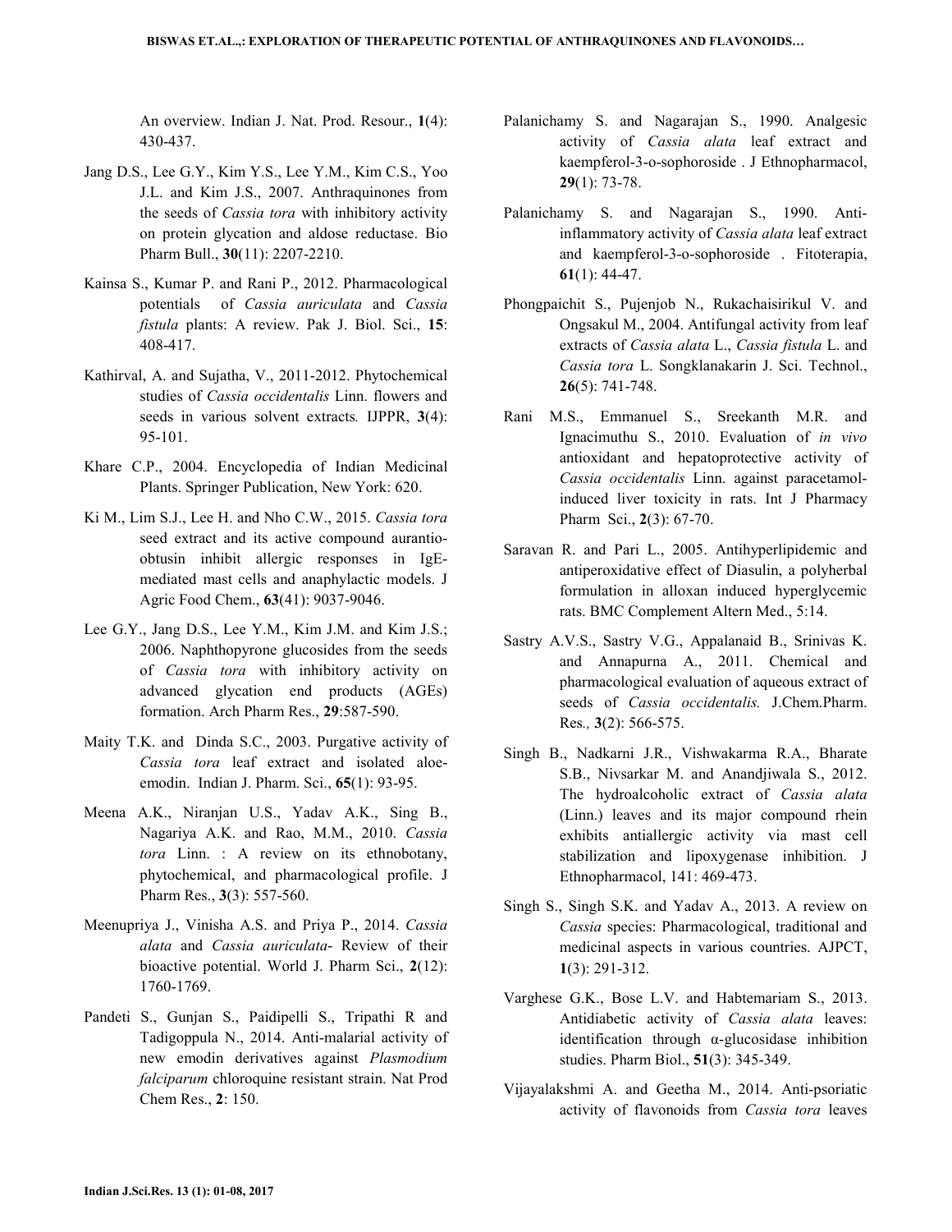An overview. Indian J. Nat. Prod. Resour., **1**(4): 430-437.

Jang D.S., Lee G.Y., Kim Y.S., Lee Y.M., Kim C.S., Yoo J.L. and Kim J.S., 2007. Anthraquinones from the seeds of *Cassia tora* with inhibitory activity on protein glycation and aldose reductase. Bio Pharm Bull., **30**(11): 2207-2210.

Kainsa S., Kumar P. and Rani P., 2012. Pharmacological potentials of *Cassia auriculata* and *Cassia fistula* plants: A review. Pak J. Biol. Sci., **15**: 408-417.

Kathirval, A. and Sujatha, V., 2011-2012. Phytochemical studies of *Cassia occidentalis* Linn. flowers and seeds in various solvent extracts*.* IJPPR, **3**(4): 95-101.

Khare C.P., 2004. Encyclopedia of Indian Medicinal Plants. Springer Publication, New York: 620.

Ki M., Lim S.J., Lee H. and Nho C.W., 2015. *Cassia tora* seed extract and its active compound aurantio-obtusin inhibit allergic responses in IgE-mediated mast cells and anaphylactic models. J Agric Food Chem., **63**(41): 9037-9046.

Lee G.Y., Jang D.S., Lee Y.M., Kim J.M. and Kim J.S.; 2006. Naphthopyrone glucosides from the seeds of *Cassia tora* with inhibitory activity on advanced glycation end products (AGEs) formation. Arch Pharm Res., **29**:587-590.

Maity T.K. and Dinda S.C., 2003. Purgative activity of *Cassia tora* leaf extract and isolated aloe-emodin. Indian J. Pharm. Sci., **65**(1): 93-95.

Meena A.K., Niranjan U.S., Yadav A.K., Sing B., Nagariya A.K. and Rao, M.M., 2010. *Cassia tora* Linn. : A review on its ethnobotany, phytochemical, and pharmacological profile. J Pharm Res., **3**(3): 557-560.

Meenupriya J., Vinisha A.S. and Priya P., 2014. *Cassia alata* and *Cassia auriculata*- Review of their bioactive potential. World J. Pharm Sci., **2**(12): 1760-1769.

Pandeti S., Gunjan S., Paidipelli S., Tripathi R and Tadigoppula N., 2014. Anti-malarial activity of new emodin derivatives against *Plasmodium falciparum* chloroquine resistant strain. Nat Prod Chem Res., **2**: 150.

Palanichamy S. and Nagarajan S., 1990. Analgesic activity of *Cassia alata* leaf extract and kaempferol-3-o-sophoroside . J Ethnopharmacol, **29**(1): 73-78.

Palanichamy S. and Nagarajan S., 1990. Anti-inflammatory activity of *Cassia alata* leaf extract and kaempferol-3-o-sophoroside . Fitoterapia, **61**(1): 44-47.

Phongpaichit S., Pujenjob N., Rukachaisirikul V. and Ongsakul M., 2004. Antifungal activity from leaf extracts of *Cassia alata* L., *Cassia fistula* L. and *Cassia tora* L. Songklanakarin J. Sci. Technol., **26**(5): 741-748.

Rani M.S., Emmanuel S., Sreekanth M.R. and Ignacimuthu S., 2010. Evaluation of *in vivo* antioxidant and hepatoprotective activity of *Cassia occidentalis* Linn. against paracetamol-induced liver toxicity in rats. Int J Pharmacy Pharm Sci., **2**(3): 67-70.

Saravan R. and Pari L., 2005. Antihyperlipidemic and antiperoxidative effect of Diasulin, a polyherbal formulation in alloxan induced hyperglycemic rats. BMC Complement Altern Med., 5:14.

Sastry A.V.S., Sastry V.G., Appalanaid B., Srinivas K. and Annapurna A., 2011. Chemical and pharmacological evaluation of aqueous extract of seeds of *Cassia occidentalis.* J.Chem.Pharm. Res*.,* **3**(2): 566-575.

Singh B., Nadkarni J.R., Vishwakarma R.A., Bharate S.B., Nivsarkar M. and Anandjiwala S., 2012. The hydroalcoholic extract of *Cassia alata* (Linn.) leaves and its major compound rhein exhibits antiallergic activity via mast cell stabilization and lipoxygenase inhibition. J Ethnopharmacol, 141: 469-473.

Singh S., Singh S.K. and Yadav A., 2013. A review on *Cassia* species: Pharmacological, traditional and medicinal aspects in various countries. AJPCT, **1**(3): 291-312.

Varghese G.K., Bose L.V. and Habtemariam S., 2013. Antidiabetic activity of *Cassia alata* leaves: identification through α-glucosidase inhibition studies. Pharm Biol., **51**(3): 345-349.

Vijayalakshmi A. and Geetha M., 2014. Anti-psoriatic activity of flavonoids from *Cassia tora* leaves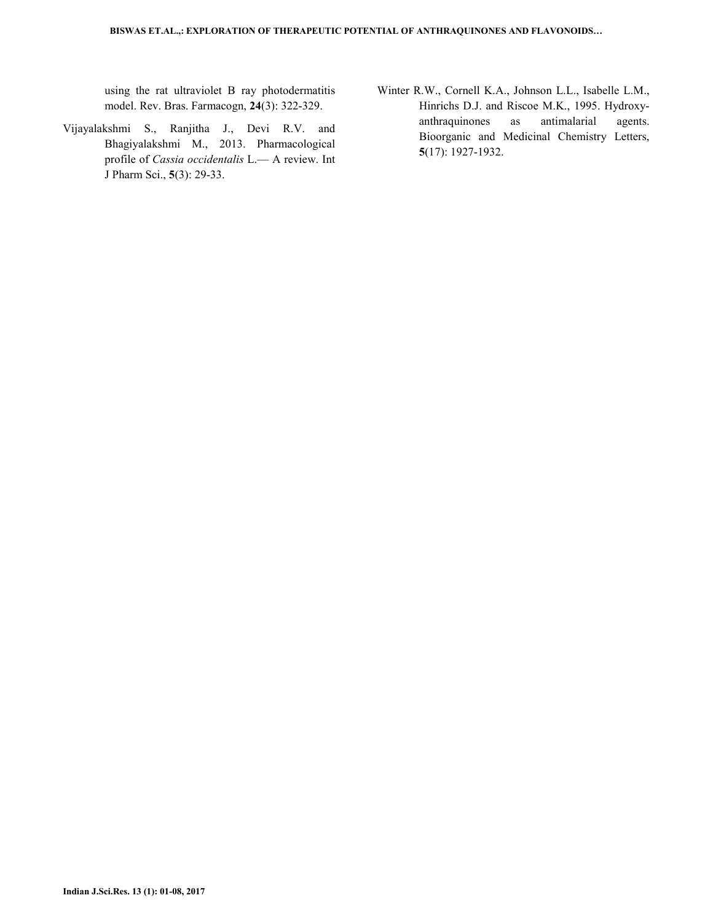using the rat ultraviolet B ray photodermatitis model. Rev. Bras. Farmacogn, **24**(3): 322-329.

Vijayalakshmi S., Ranjitha J., Devi R.V. and Bhagiyalakshmi M., 2013. Pharmacological profile of *Cassia occidentalis* L.— A review. Int J Pharm Sci., **5**(3): 29-33.

Winter R.W., Cornell K.A., Johnson L.L., Isabelle L.M., Hinrichs D.J. and Riscoe M.K., 1995. Hydroxy-anthraquinones as antimalarial agents. Bioorganic and Medicinal Chemistry Letters, **5**(17): 1927-1932.